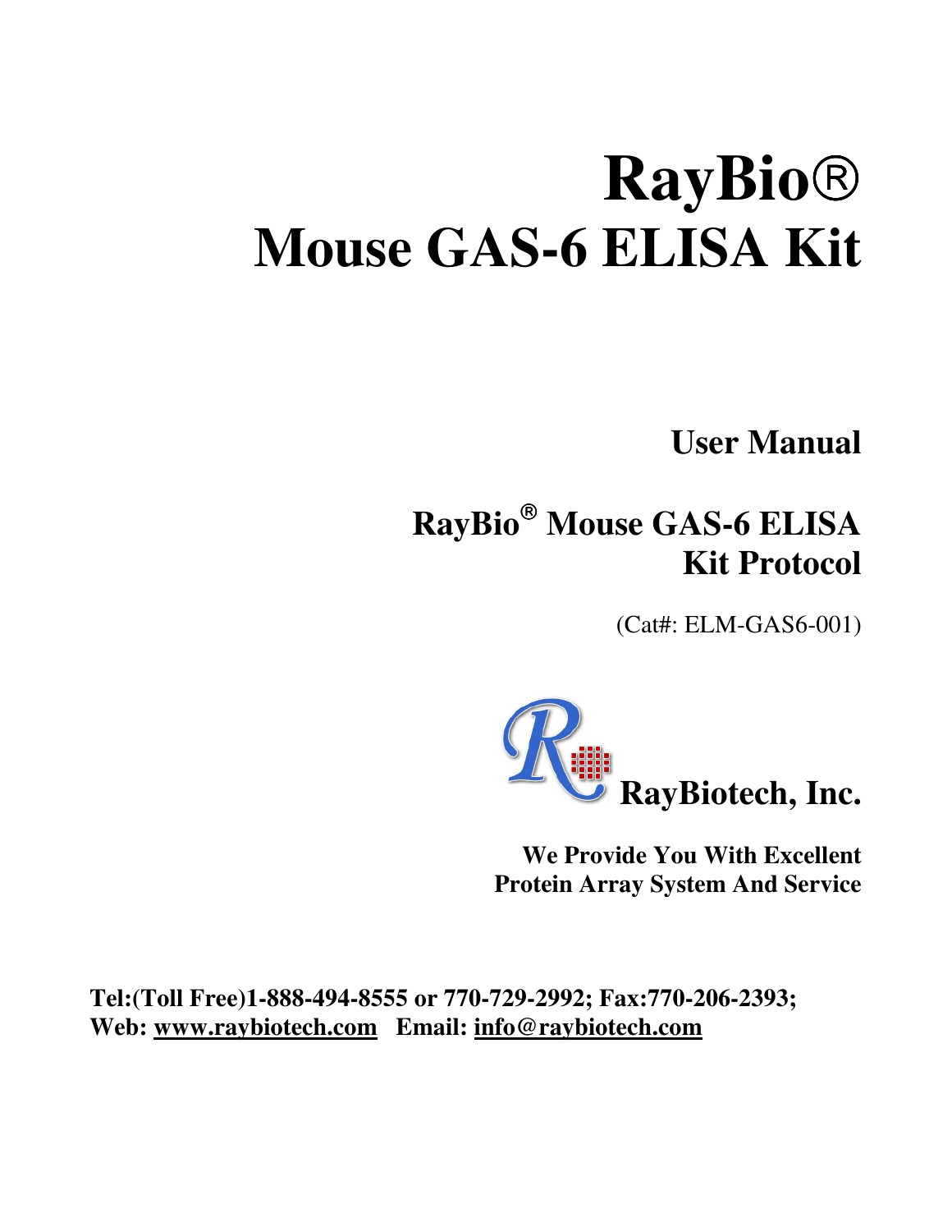# RayBio®
# Mouse GAS-6 ELISA Kit

## User Manual

## RayBio® Mouse GAS-6 ELISA Kit Protocol

(Cat#: ELM-GAS6-001)

**RayBiotech, Inc.**

**We Provide You With Excellent Protein Array System And Service**

**Tel:(Toll Free)1-888-494-8555 or 770-729-2992; Fax:770-206-2393;**
**Web: www.raybiotech.com Email: info@raybiotech.com**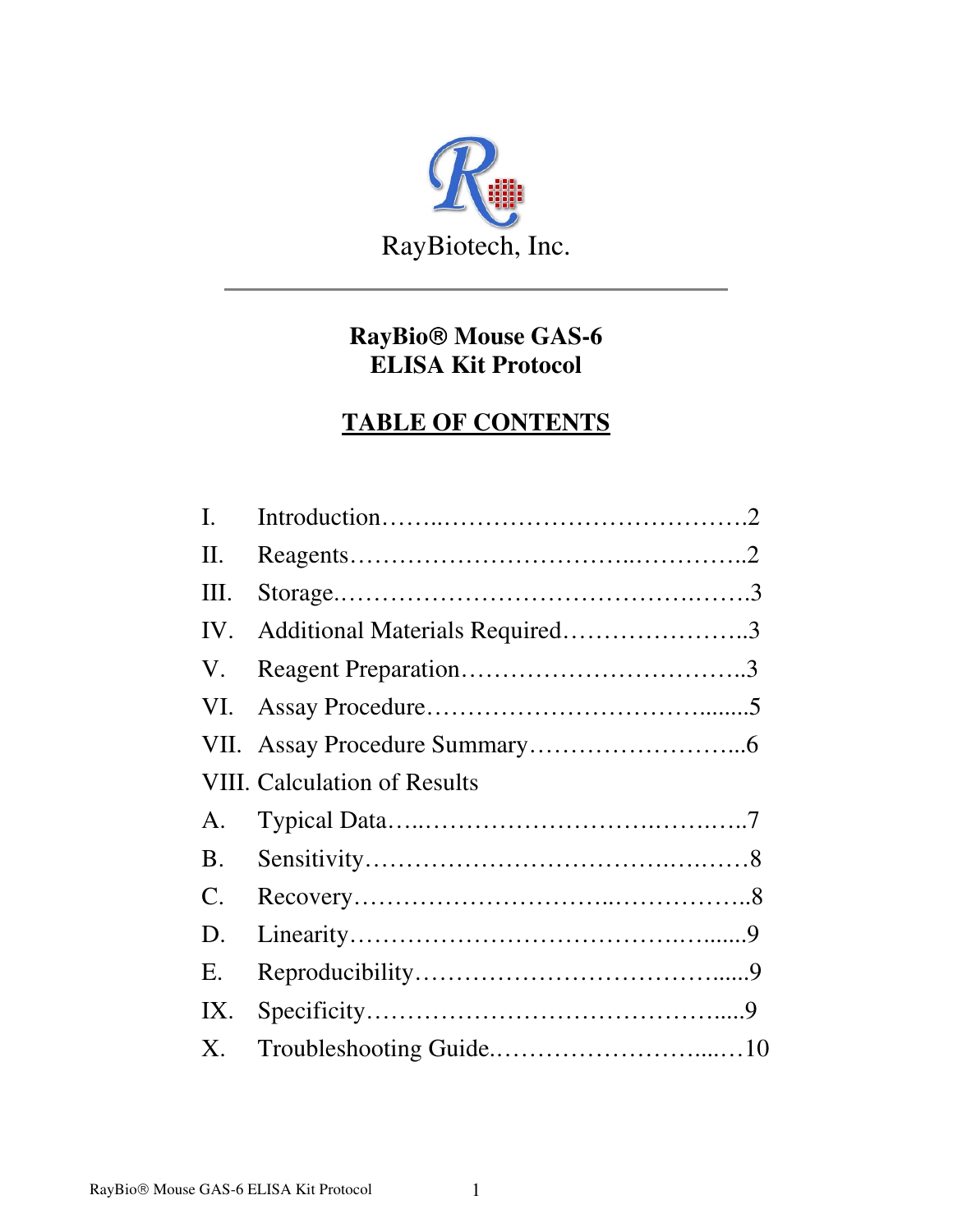RayBiotech, Inc.

---

# RayBio® Mouse GAS-6 ELISA Kit Protocol

## TABLE OF CONTENTS

I. Introduction……..……………………………….2

II. Reagents…………………………..…………..2

III. Storage…………………………………….…….3

IV. Additional Materials Required…………………..3

V. Reagent Preparation……………………………..3

VI. Assay Procedure……………………………........5

VII. Assay Procedure Summary……………………...6

VIII. Calculation of Results

A. Typical Data…..…………………….……..…..7

B. Sensitivity…………………………….….…….8

C. Recovery……………………..……………..8

D. Linearity…………………………….….......9

E. Reproducibility……………………………......9

IX. Specificity……………………………………....9

X. Troubleshooting Guide.………………………...…10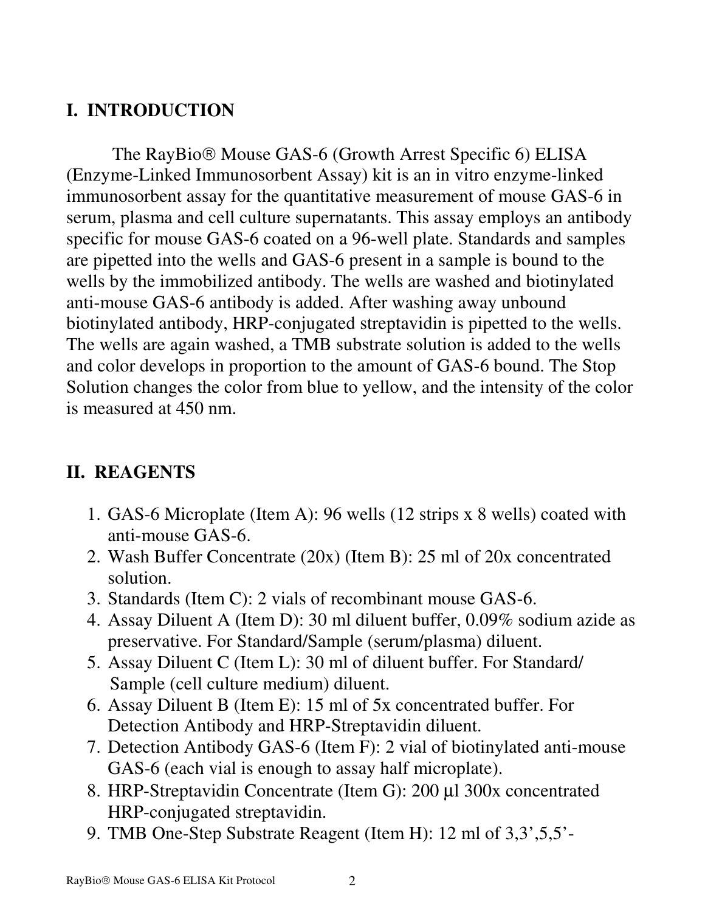## I. INTRODUCTION

The RayBio® Mouse GAS-6 (Growth Arrest Specific 6) ELISA (Enzyme-Linked Immunosorbent Assay) kit is an in vitro enzyme-linked immunosorbent assay for the quantitative measurement of mouse GAS-6 in serum, plasma and cell culture supernatants. This assay employs an antibody specific for mouse GAS-6 coated on a 96-well plate. Standards and samples are pipetted into the wells and GAS-6 present in a sample is bound to the wells by the immobilized antibody. The wells are washed and biotinylated anti-mouse GAS-6 antibody is added. After washing away unbound biotinylated antibody, HRP-conjugated streptavidin is pipetted to the wells. The wells are again washed, a TMB substrate solution is added to the wells and color develops in proportion to the amount of GAS-6 bound. The Stop Solution changes the color from blue to yellow, and the intensity of the color is measured at 450 nm.

## II. REAGENTS

1. GAS-6 Microplate (Item A): 96 wells (12 strips x 8 wells) coated with anti-mouse GAS-6.
2. Wash Buffer Concentrate (20x) (Item B): 25 ml of 20x concentrated solution.
3. Standards (Item C): 2 vials of recombinant mouse GAS-6.
4. Assay Diluent A (Item D): 30 ml diluent buffer, 0.09% sodium azide as preservative. For Standard/Sample (serum/plasma) diluent.
5. Assay Diluent C (Item L): 30 ml of diluent buffer. For Standard/ Sample (cell culture medium) diluent.
6. Assay Diluent B (Item E): 15 ml of 5x concentrated buffer. For Detection Antibody and HRP-Streptavidin diluent.
7. Detection Antibody GAS-6 (Item F): 2 vial of biotinylated anti-mouse GAS-6 (each vial is enough to assay half microplate).
8. HRP-Streptavidin Concentrate (Item G): 200 µl 300x concentrated HRP-conjugated streptavidin.
9. TMB One-Step Substrate Reagent (Item H): 12 ml of 3,3',5,5'-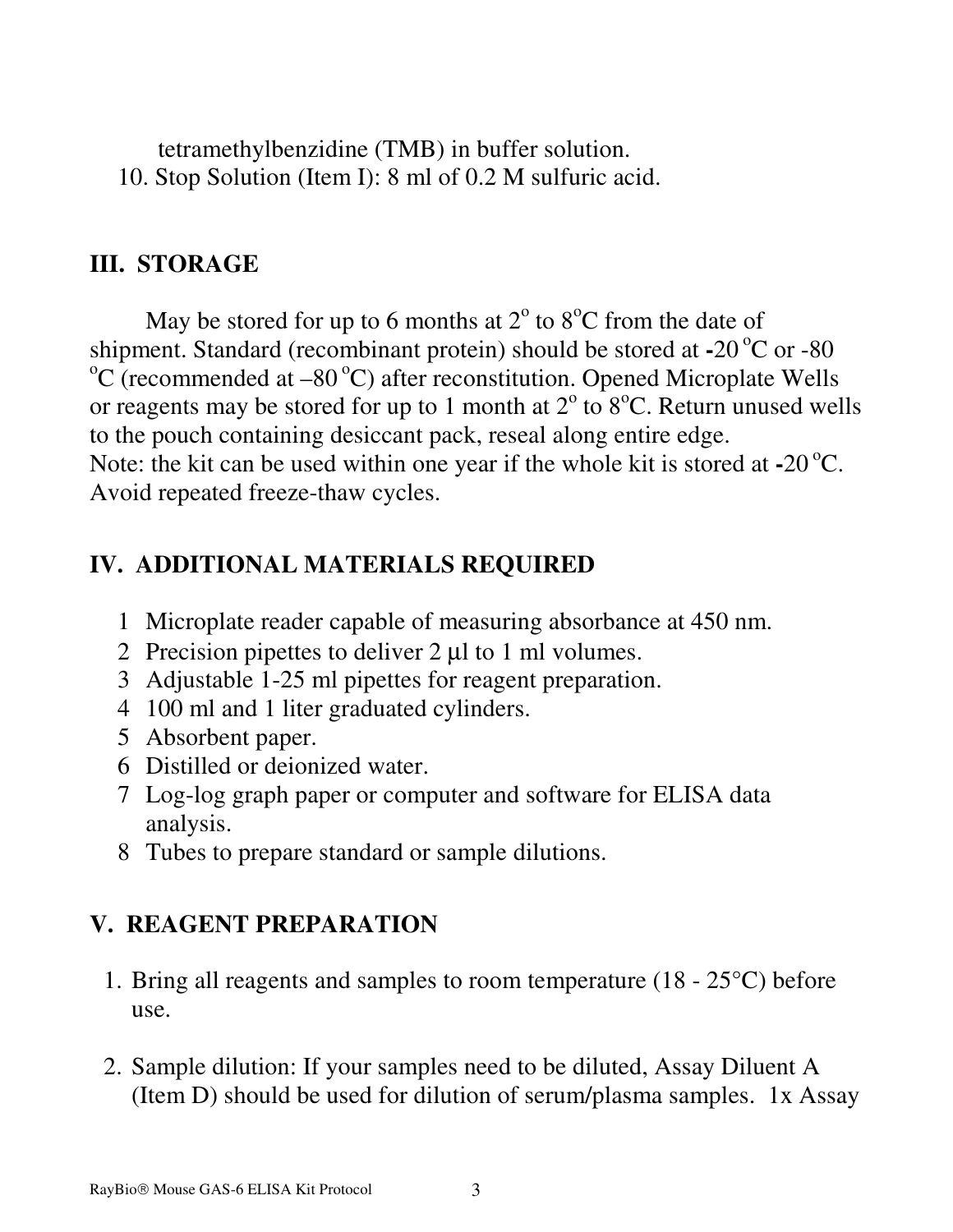tetramethylbenzidine (TMB) in buffer solution.

10. Stop Solution (Item I): 8 ml of 0.2 M sulfuric acid.

## III. STORAGE

May be stored for up to 6 months at 2° to 8°C from the date of shipment. Standard (recombinant protein) should be stored at **-**20 °C or -80 °C (recommended at –80 °C) after reconstitution. Opened Microplate Wells or reagents may be stored for up to 1 month at 2° to 8°C. Return unused wells to the pouch containing desiccant pack, reseal along entire edge.
Note: the kit can be used within one year if the whole kit is stored at **-**20 °C. Avoid repeated freeze-thaw cycles.

## IV. ADDITIONAL MATERIALS REQUIRED

1. Microplate reader capable of measuring absorbance at 450 nm.
2. Precision pipettes to deliver 2 µl to 1 ml volumes.
3. Adjustable 1-25 ml pipettes for reagent preparation.
4. 100 ml and 1 liter graduated cylinders.
5. Absorbent paper.
6. Distilled or deionized water.
7. Log-log graph paper or computer and software for ELISA data analysis.
8. Tubes to prepare standard or sample dilutions.

## V. REAGENT PREPARATION

1. Bring all reagents and samples to room temperature (18 - 25°C) before use.

2. Sample dilution: If your samples need to be diluted, Assay Diluent A (Item D) should be used for dilution of serum/plasma samples. 1x Assay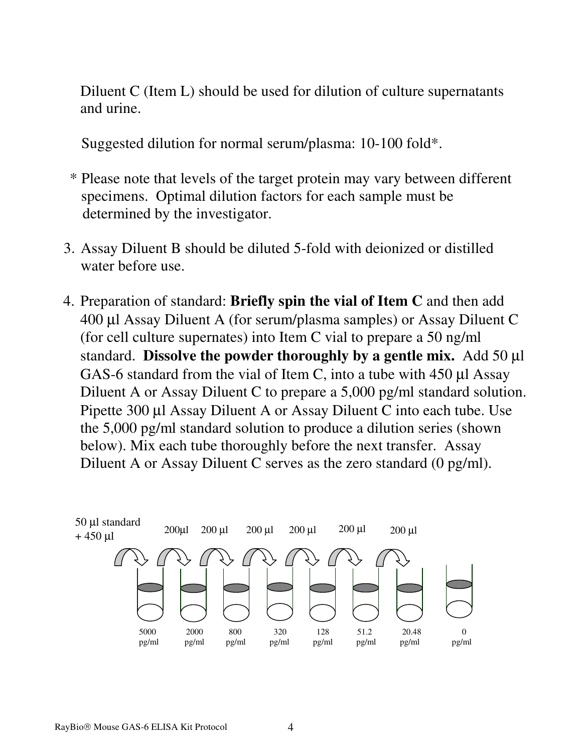Diluent C (Item L) should be used for dilution of culture supernatants and urine.

Suggested dilution for normal serum/plasma: 10-100 fold*.

\* Please note that levels of the target protein may vary between different specimens. Optimal dilution factors for each sample must be determined by the investigator.

3. Assay Diluent B should be diluted 5-fold with deionized or distilled water before use.

4. Preparation of standard: **Briefly spin the vial of Item C** and then add 400 µl Assay Diluent A (for serum/plasma samples) or Assay Diluent C (for cell culture supernates) into Item C vial to prepare a 50 ng/ml standard. **Dissolve the powder thoroughly by a gentle mix.** Add 50 µl GAS-6 standard from the vial of Item C, into a tube with 450 µl Assay Diluent A or Assay Diluent C to prepare a 5,000 pg/ml standard solution. Pipette 300 µl Assay Diluent A or Assay Diluent C into each tube. Use the 5,000 pg/ml standard solution to produce a dilution series (shown below). Mix each tube thoroughly before the next transfer. Assay Diluent A or Assay Diluent C serves as the zero standard (0 pg/ml).

50 µl standard + 450 µl → 200µl → 200 µl → 200 µl → 200 µl → 200 µl → 200 µl

5000 pg/ml | 2000 pg/ml | 800 pg/ml | 320 pg/ml | 128 pg/ml | 51.2 pg/ml | 20.48 pg/ml | 0 pg/ml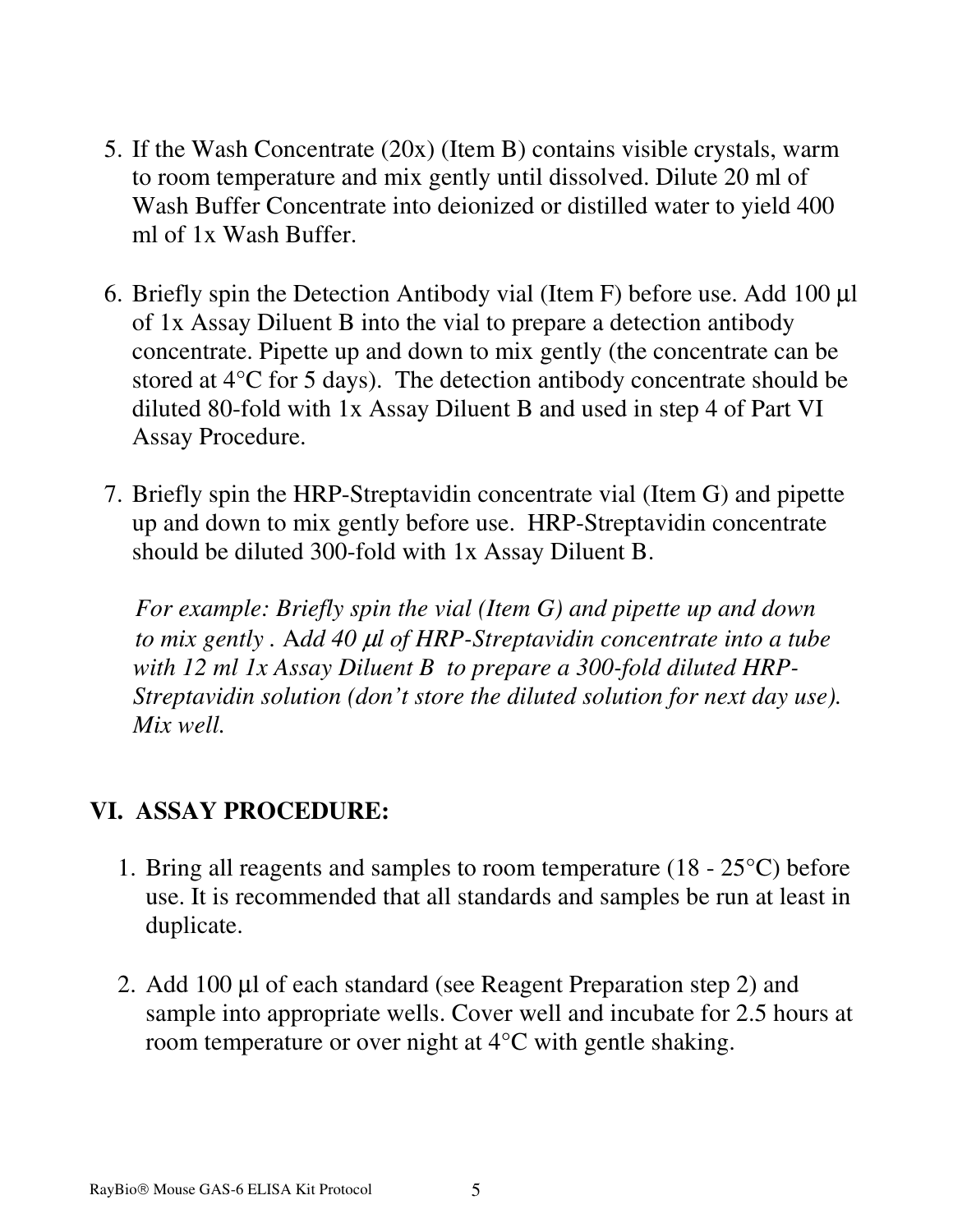5. If the Wash Concentrate (20x) (Item B) contains visible crystals, warm to room temperature and mix gently until dissolved. Dilute 20 ml of Wash Buffer Concentrate into deionized or distilled water to yield 400 ml of 1x Wash Buffer.

6. Briefly spin the Detection Antibody vial (Item F) before use. Add 100 µl of 1x Assay Diluent B into the vial to prepare a detection antibody concentrate. Pipette up and down to mix gently (the concentrate can be stored at 4°C for 5 days). The detection antibody concentrate should be diluted 80-fold with 1x Assay Diluent B and used in step 4 of Part VI Assay Procedure.

7. Briefly spin the HRP-Streptavidin concentrate vial (Item G) and pipette up and down to mix gently before use. HRP-Streptavidin concentrate should be diluted 300-fold with 1x Assay Diluent B.

   *For example: Briefly spin the vial (Item G) and pipette up and down to mix gently . Add 40 µl of HRP-Streptavidin concentrate into a tube with 12 ml 1x Assay Diluent B to prepare a 300-fold diluted HRP-Streptavidin solution (don't store the diluted solution for next day use). Mix well.*

## VI. ASSAY PROCEDURE:

1. Bring all reagents and samples to room temperature (18 - 25°C) before use. It is recommended that all standards and samples be run at least in duplicate.

2. Add 100 µl of each standard (see Reagent Preparation step 2) and sample into appropriate wells. Cover well and incubate for 2.5 hours at room temperature or over night at 4°C with gentle shaking.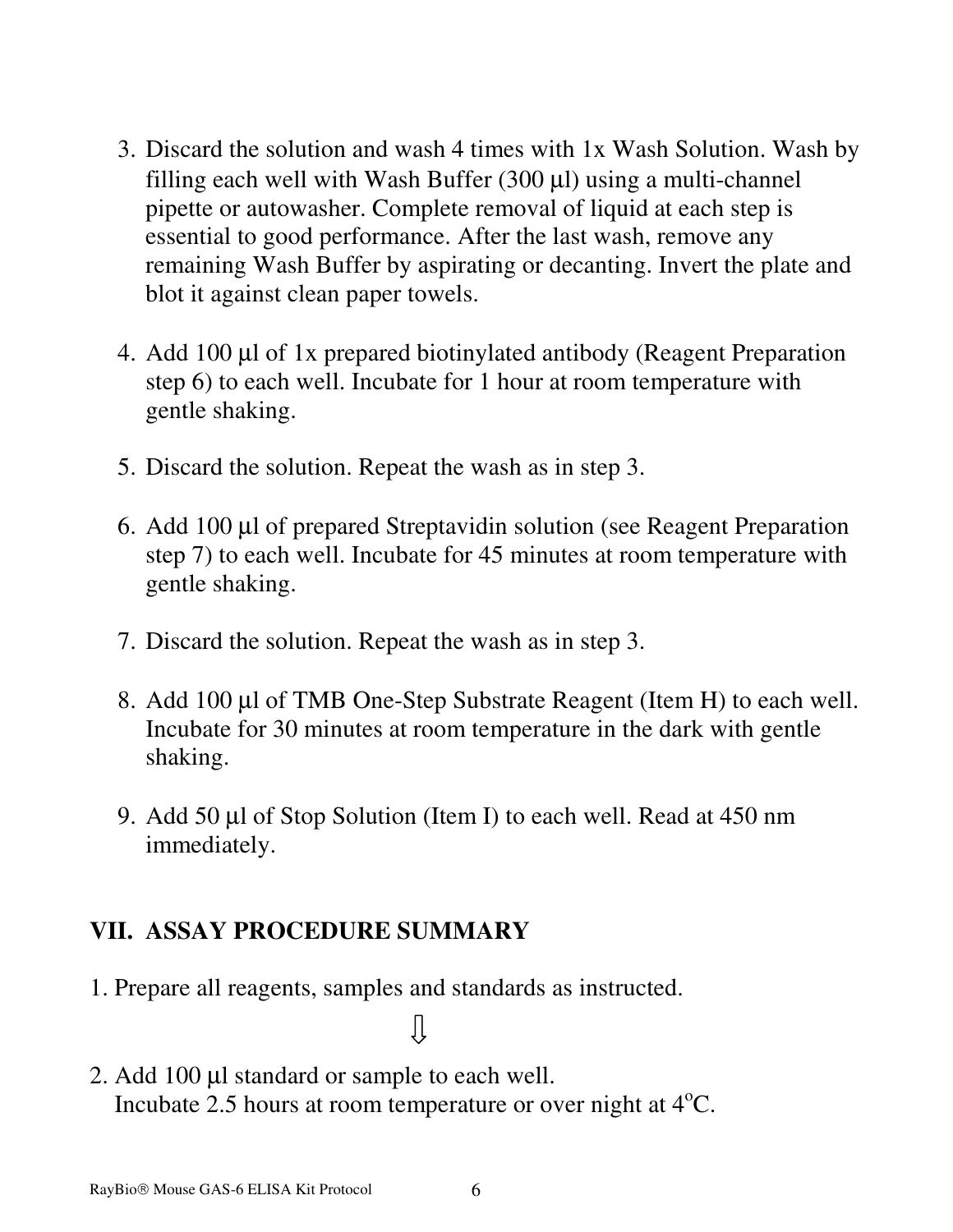3. Discard the solution and wash 4 times with 1x Wash Solution. Wash by filling each well with Wash Buffer (300 µl) using a multi-channel pipette or autowasher. Complete removal of liquid at each step is essential to good performance. After the last wash, remove any remaining Wash Buffer by aspirating or decanting. Invert the plate and blot it against clean paper towels.

4. Add 100 µl of 1x prepared biotinylated antibody (Reagent Preparation step 6) to each well. Incubate for 1 hour at room temperature with gentle shaking.

5. Discard the solution. Repeat the wash as in step 3.

6. Add 100 µl of prepared Streptavidin solution (see Reagent Preparation step 7) to each well. Incubate for 45 minutes at room temperature with gentle shaking.

7. Discard the solution. Repeat the wash as in step 3.

8. Add 100 µl of TMB One-Step Substrate Reagent (Item H) to each well. Incubate for 30 minutes at room temperature in the dark with gentle shaking.

9. Add 50 µl of Stop Solution (Item I) to each well. Read at 450 nm immediately.

## VII. ASSAY PROCEDURE SUMMARY

1. Prepare all reagents, samples and standards as instructed.

⇩

2. Add 100 µl standard or sample to each well.
   Incubate 2.5 hours at room temperature or over night at 4°C.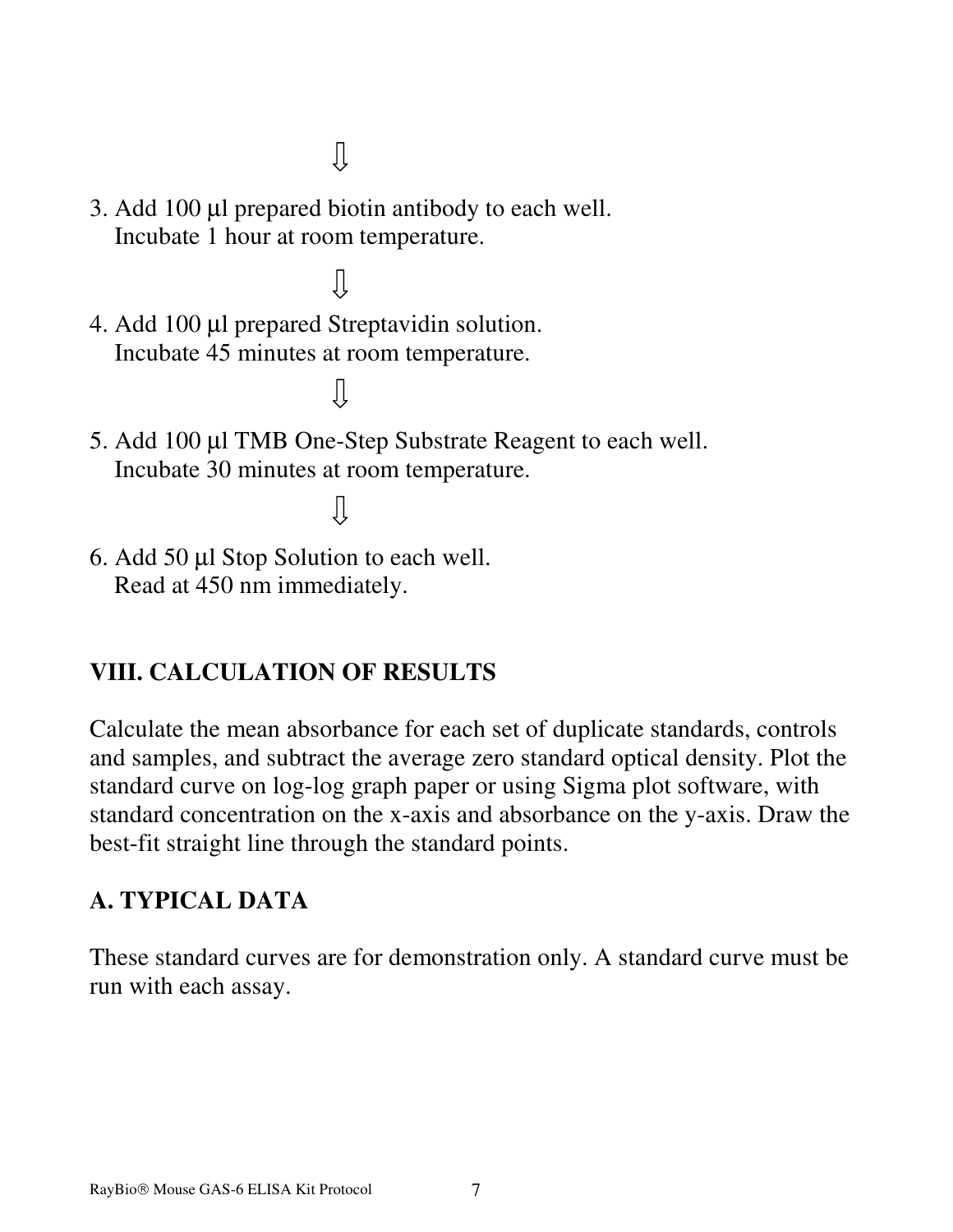⇩

3. Add 100 µl prepared biotin antibody to each well.
   Incubate 1 hour at room temperature.

⇩

4. Add 100 µl prepared Streptavidin solution.
   Incubate 45 minutes at room temperature.

⇩

5. Add 100 µl TMB One-Step Substrate Reagent to each well.
   Incubate 30 minutes at room temperature.

⇩

6. Add 50 µl Stop Solution to each well.
   Read at 450 nm immediately.

## VIII. CALCULATION OF RESULTS

Calculate the mean absorbance for each set of duplicate standards, controls and samples, and subtract the average zero standard optical density. Plot the standard curve on log-log graph paper or using Sigma plot software, with standard concentration on the x-axis and absorbance on the y-axis. Draw the best-fit straight line through the standard points.

### A. TYPICAL DATA

These standard curves are for demonstration only. A standard curve must be run with each assay.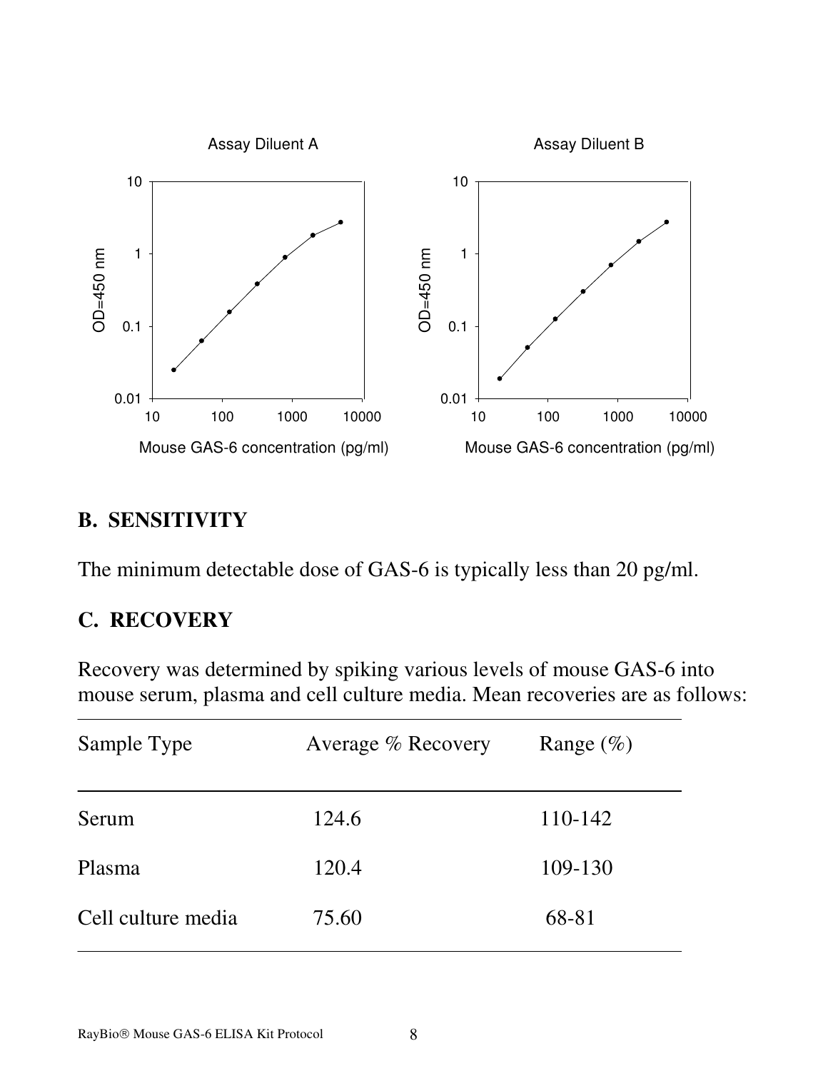## B. SENSITIVITY

The minimum detectable dose of GAS-6 is typically less than 20 pg/ml.

## C. RECOVERY

Recovery was determined by spiking various levels of mouse GAS-6 into mouse serum, plasma and cell culture media. Mean recoveries are as follows:

| Sample Type | Average % Recovery | Range (%) |
|---|---|---|
| Serum | 124.6 | 110-142 |
| Plasma | 120.4 | 109-130 |
| Cell culture media | 75.60 | 68-81 |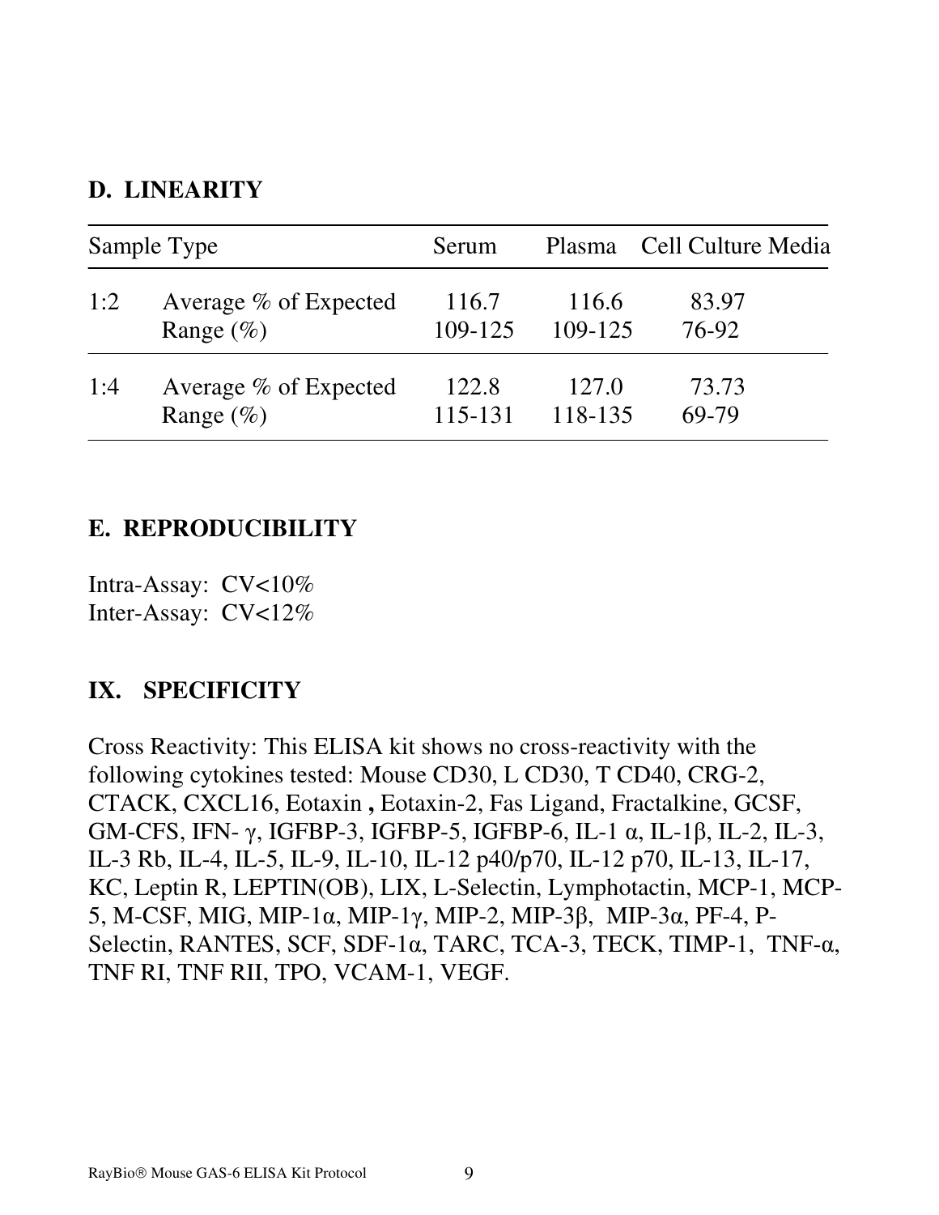## D. LINEARITY

| Sample Type | | Serum | Plasma | Cell Culture Media |
|---|---|---|---|---|
| 1:2 | Average % of Expected | 116.7 | 116.6 | 83.97 |
| | Range (%) | 109-125 | 109-125 | 76-92 |
| 1:4 | Average % of Expected | 122.8 | 127.0 | 73.73 |
| | Range (%) | 115-131 | 118-135 | 69-79 |

## E. REPRODUCIBILITY

Intra-Assay: CV<10%
Inter-Assay: CV<12%

## IX. SPECIFICITY

Cross Reactivity: This ELISA kit shows no cross-reactivity with the following cytokines tested: Mouse CD30, L CD30, T CD40, CRG-2, CTACK, CXCL16, Eotaxin **,** Eotaxin-2, Fas Ligand, Fractalkine, GCSF, GM-CFS, IFN- γ, IGFBP-3, IGFBP-5, IGFBP-6, IL-1 α, IL-1β, IL-2, IL-3, IL-3 Rb, IL-4, IL-5, IL-9, IL-10, IL-12 p40/p70, IL-12 p70, IL-13, IL-17, KC, Leptin R, LEPTIN(OB), LIX, L-Selectin, Lymphotactin, MCP-1, MCP-5, M-CSF, MIG, MIP-1α, MIP-1γ, MIP-2, MIP-3β, MIP-3α, PF-4, P-Selectin, RANTES, SCF, SDF-1α, TARC, TCA-3, TECK, TIMP-1, TNF-α, TNF RI, TNF RII, TPO, VCAM-1, VEGF.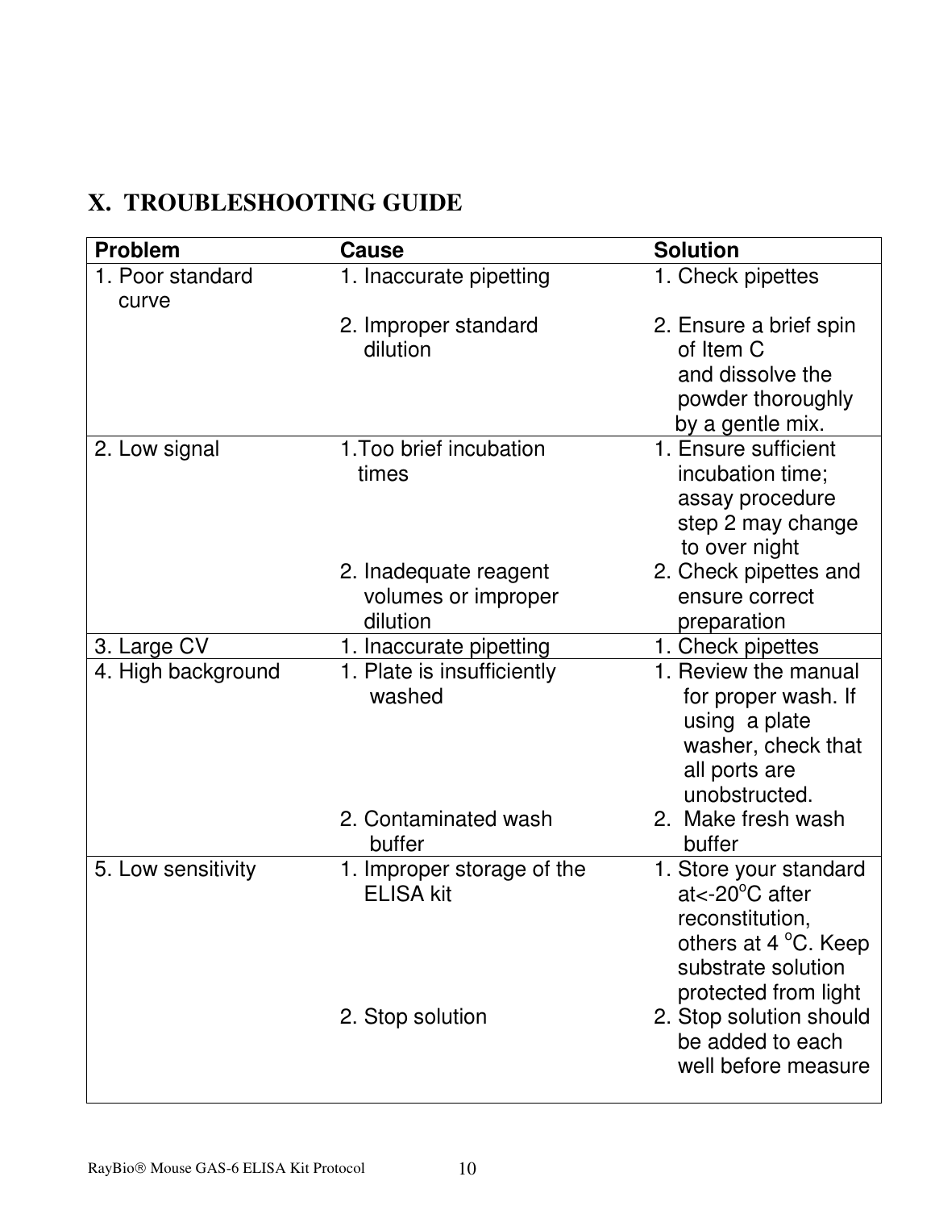## X. TROUBLESHOOTING GUIDE

| Problem | Cause | Solution |
| --- | --- | --- |
| 1. Poor standard curve | 1. Inaccurate pipetting | 1. Check pipettes |
| | 2. Improper standard dilution | 2. Ensure a brief spin of Item C and dissolve the powder thoroughly by a gentle mix. |
| 2. Low signal | 1. Too brief incubation times | 1. Ensure sufficient incubation time; assay procedure step 2 may change to over night |
| | 2. Inadequate reagent volumes or improper dilution | 2. Check pipettes and ensure correct preparation |
| 3. Large CV | 1. Inaccurate pipetting | 1. Check pipettes |
| 4. High background | 1. Plate is insufficiently washed | 1. Review the manual for proper wash. If using a plate washer, check that all ports are unobstructed. |
| | 2. Contaminated wash buffer | 2. Make fresh wash buffer |
| 5. Low sensitivity | 1. Improper storage of the ELISA kit | 1. Store your standard at<-20°C after reconstitution, others at 4 °C. Keep substrate solution protected from light |
| | 2. Stop solution | 2. Stop solution should be added to each well before measure |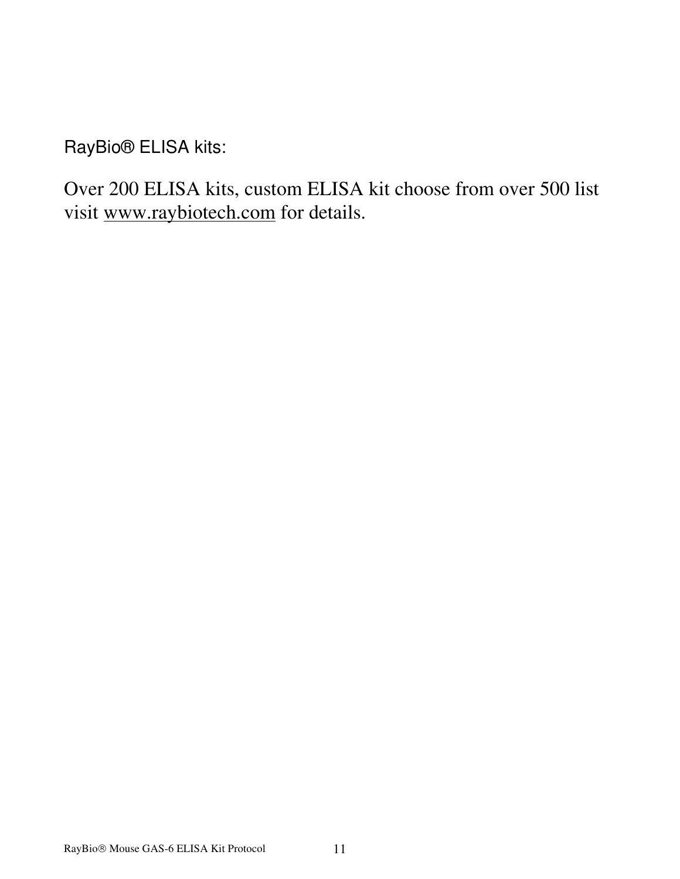RayBio® ELISA kits:

Over 200 ELISA kits, custom ELISA kit choose from over 500 list visit www.raybiotech.com for details.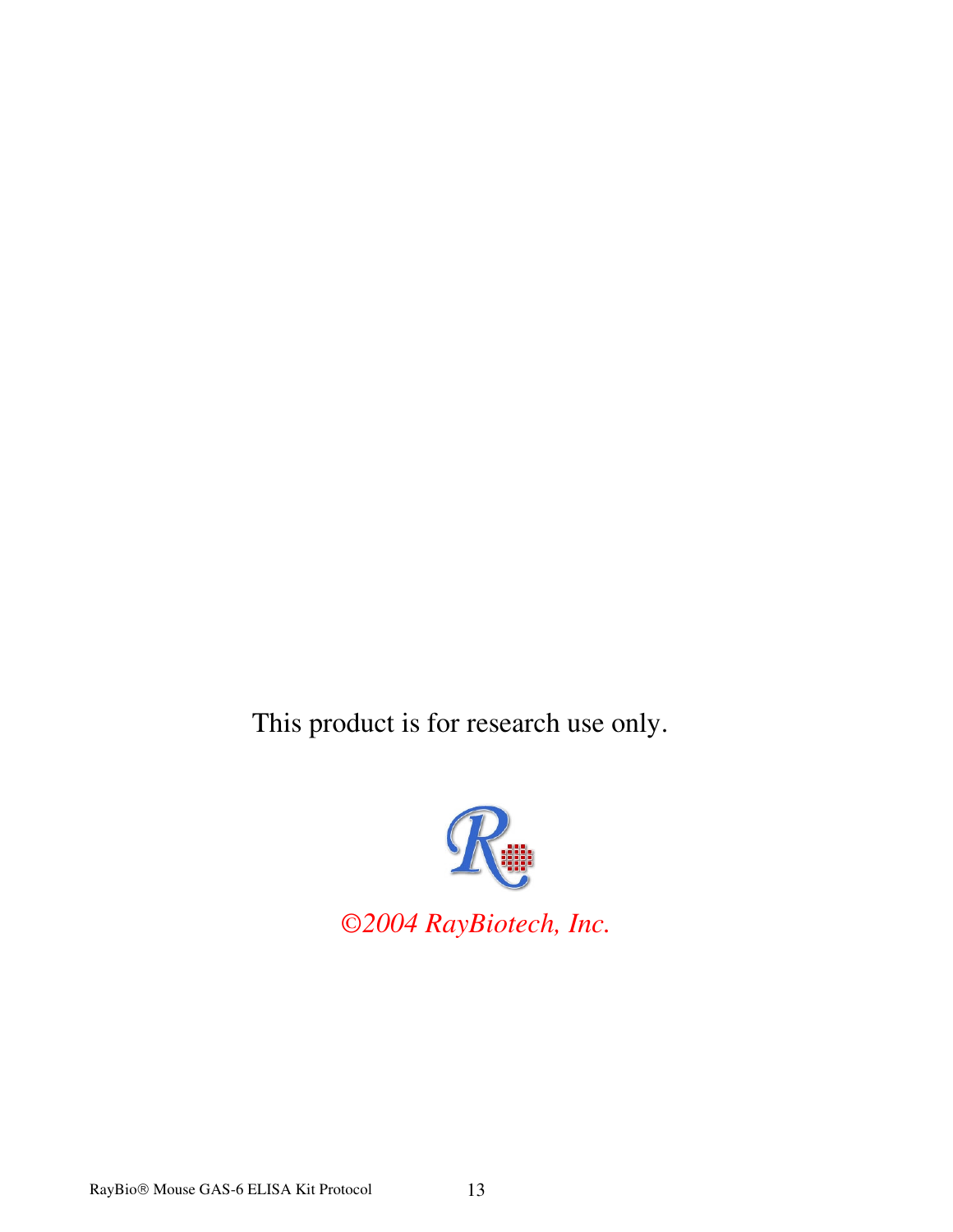This product is for research use only.

*©2004 RayBiotech, Inc.*